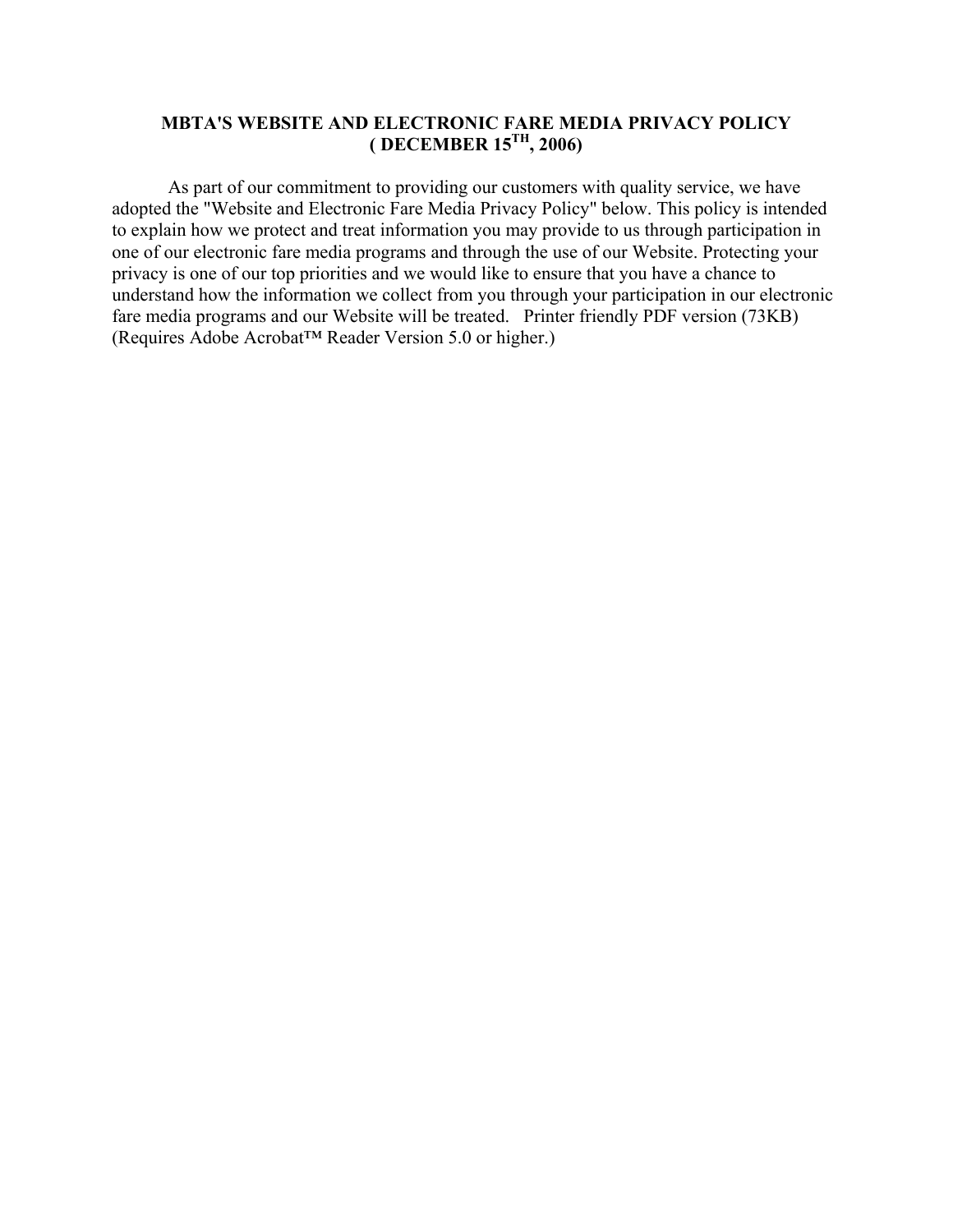# MBTA'S WEBSITE AND ELECTRONIC FARE MEDIA PRIVACY POLICY
# ( DECEMBER 15TH, 2006)

As part of our commitment to providing our customers with quality service, we have adopted the "Website and Electronic Fare Media Privacy Policy" below. This policy is intended to explain how we protect and treat information you may provide to us through participation in one of our electronic fare media programs and through the use of our Website. Protecting your privacy is one of our top priorities and we would like to ensure that you have a chance to understand how the information we collect from you through your participation in our electronic fare media programs and our Website will be treated. Printer friendly PDF version (73KB) (Requires Adobe Acrobat™ Reader Version 5.0 or higher.)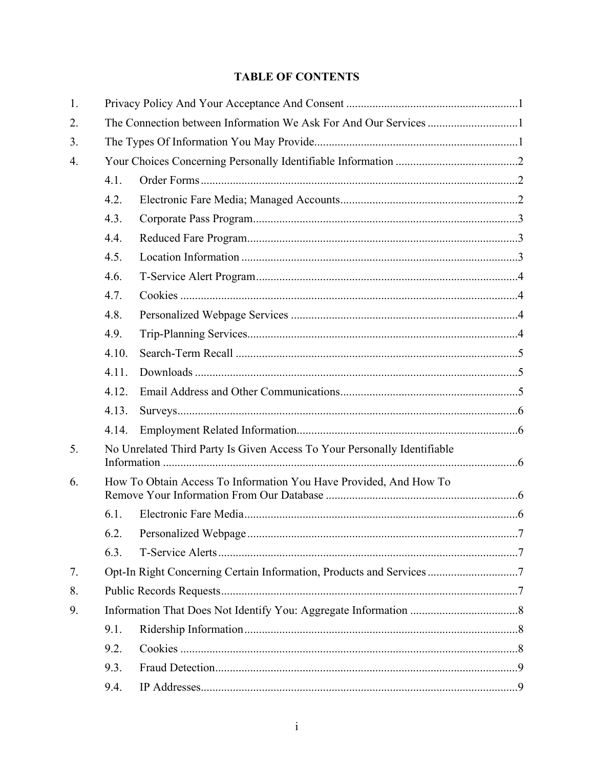## TABLE OF CONTENTS

1. Privacy Policy And Your Acceptance And Consent ....1
2. The Connection between Information We Ask For And Our Services ....1
3. The Types Of Information You May Provide....1
4. Your Choices Concerning Personally Identifiable Information ....2
   - 4.1. Order Forms....2
   - 4.2. Electronic Fare Media; Managed Accounts....2
   - 4.3. Corporate Pass Program....3
   - 4.4. Reduced Fare Program....3
   - 4.5. Location Information ....3
   - 4.6. T-Service Alert Program....4
   - 4.7. Cookies ....4
   - 4.8. Personalized Webpage Services ....4
   - 4.9. Trip-Planning Services....4
   - 4.10. Search-Term Recall ....5
   - 4.11. Downloads ....5
   - 4.12. Email Address and Other Communications....5
   - 4.13. Surveys....6
   - 4.14. Employment Related Information....6
5. No Unrelated Third Party Is Given Access To Your Personally Identifiable Information ....6
6. How To Obtain Access To Information You Have Provided, And How To Remove Your Information From Our Database ....6
   - 6.1. Electronic Fare Media....6
   - 6.2. Personalized Webpage....7
   - 6.3. T-Service Alerts....7
7. Opt-In Right Concerning Certain Information, Products and Services ....7
8. Public Records Requests....7
9. Information That Does Not Identify You: Aggregate Information ....8
   - 9.1. Ridership Information....8
   - 9.2. Cookies ....8
   - 9.3. Fraud Detection....9
   - 9.4. IP Addresses....9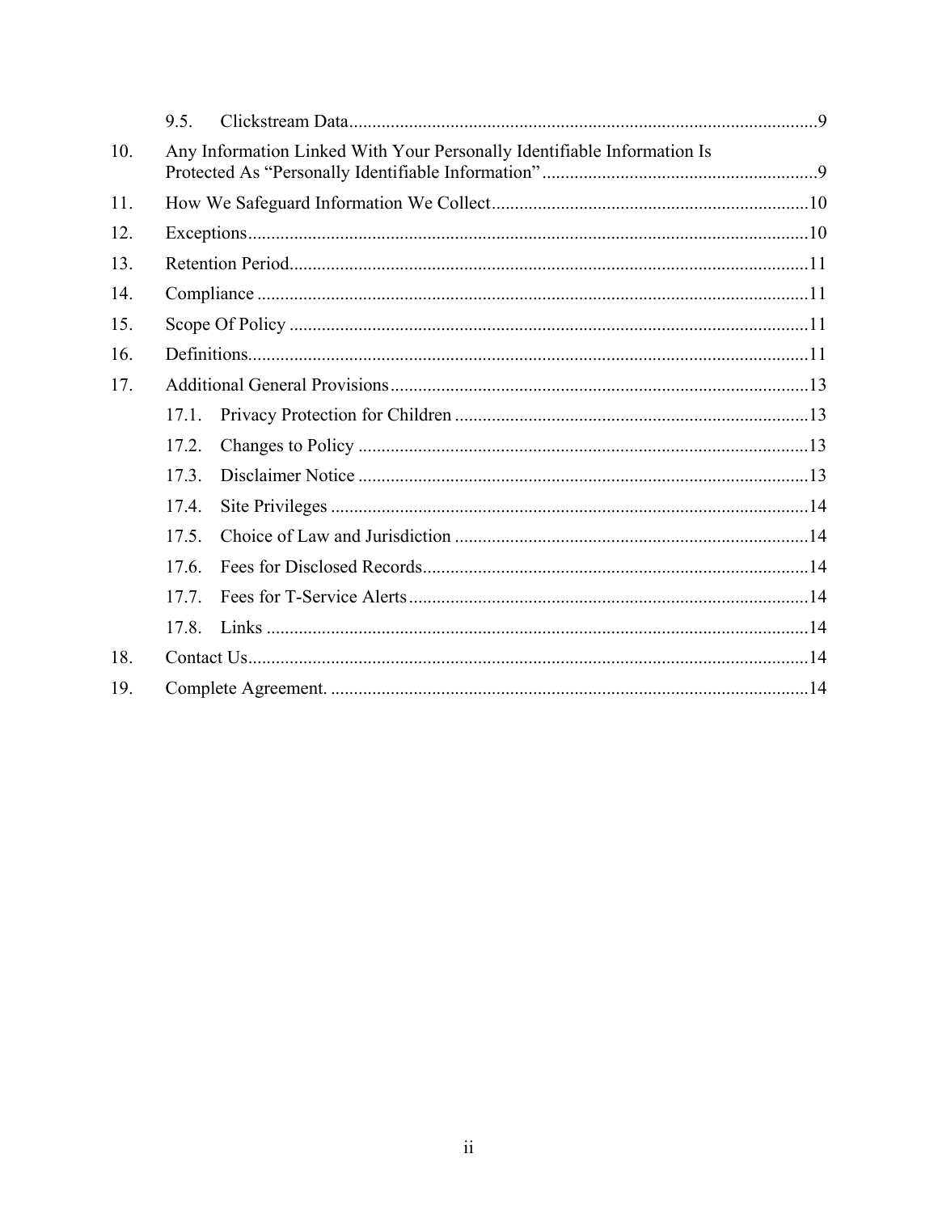9.5. Clickstream Data....................................................................................................9

10. Any Information Linked With Your Personally Identifiable Information Is Protected As "Personally Identifiable Information"...........................................................9

11. How We Safeguard Information We Collect....................................................................10

12. Exceptions.........................................................................................................................10

13. Retention Period................................................................................................................11

14. Compliance .......................................................................................................................11

15. Scope Of Policy ................................................................................................................11

16. Definitions.........................................................................................................................11

17. Additional General Provisions..........................................................................................13

17.1. Privacy Protection for Children ............................................................................13

17.2. Changes to Policy .................................................................................................13

17.3. Disclaimer Notice .................................................................................................13

17.4. Site Privileges .......................................................................................................14

17.5. Choice of Law and Jurisdiction ............................................................................14

17.6. Fees for Disclosed Records...................................................................................14

17.7. Fees for T-Service Alerts......................................................................................14

17.8. Links .....................................................................................................................14

18. Contact Us.........................................................................................................................14

19. Complete Agreement. .......................................................................................................14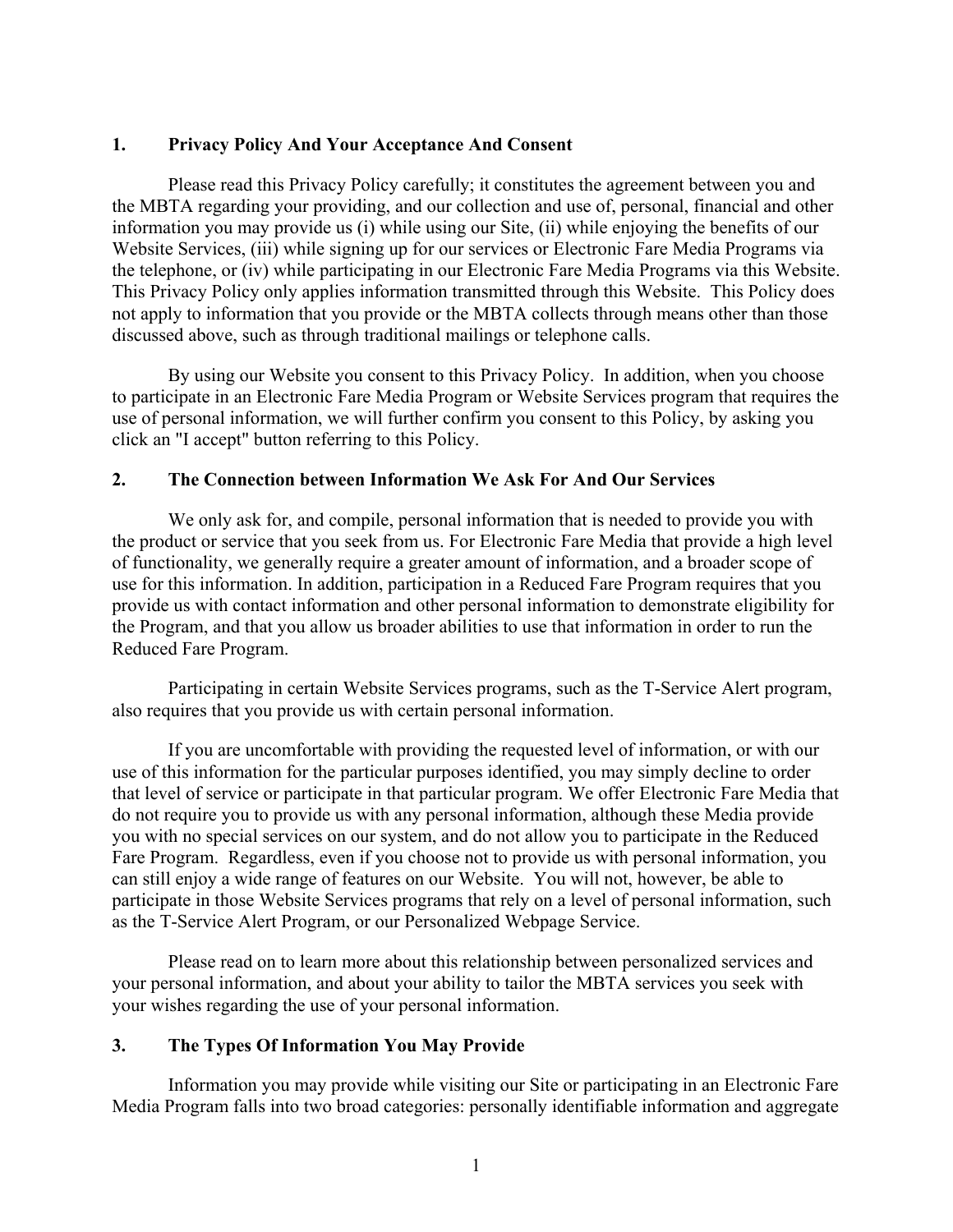## 1. Privacy Policy And Your Acceptance And Consent

Please read this Privacy Policy carefully; it constitutes the agreement between you and the MBTA regarding your providing, and our collection and use of, personal, financial and other information you may provide us (i) while using our Site, (ii) while enjoying the benefits of our Website Services, (iii) while signing up for our services or Electronic Fare Media Programs via the telephone, or (iv) while participating in our Electronic Fare Media Programs via this Website. This Privacy Policy only applies information transmitted through this Website. This Policy does not apply to information that you provide or the MBTA collects through means other than those discussed above, such as through traditional mailings or telephone calls.

By using our Website you consent to this Privacy Policy. In addition, when you choose to participate in an Electronic Fare Media Program or Website Services program that requires the use of personal information, we will further confirm you consent to this Policy, by asking you click an "I accept" button referring to this Policy.

## 2. The Connection between Information We Ask For And Our Services

We only ask for, and compile, personal information that is needed to provide you with the product or service that you seek from us. For Electronic Fare Media that provide a high level of functionality, we generally require a greater amount of information, and a broader scope of use for this information. In addition, participation in a Reduced Fare Program requires that you provide us with contact information and other personal information to demonstrate eligibility for the Program, and that you allow us broader abilities to use that information in order to run the Reduced Fare Program.

Participating in certain Website Services programs, such as the T-Service Alert program, also requires that you provide us with certain personal information.

If you are uncomfortable with providing the requested level of information, or with our use of this information for the particular purposes identified, you may simply decline to order that level of service or participate in that particular program. We offer Electronic Fare Media that do not require you to provide us with any personal information, although these Media provide you with no special services on our system, and do not allow you to participate in the Reduced Fare Program. Regardless, even if you choose not to provide us with personal information, you can still enjoy a wide range of features on our Website. You will not, however, be able to participate in those Website Services programs that rely on a level of personal information, such as the T-Service Alert Program, or our Personalized Webpage Service.

Please read on to learn more about this relationship between personalized services and your personal information, and about your ability to tailor the MBTA services you seek with your wishes regarding the use of your personal information.

## 3. The Types Of Information You May Provide

Information you may provide while visiting our Site or participating in an Electronic Fare Media Program falls into two broad categories: personally identifiable information and aggregate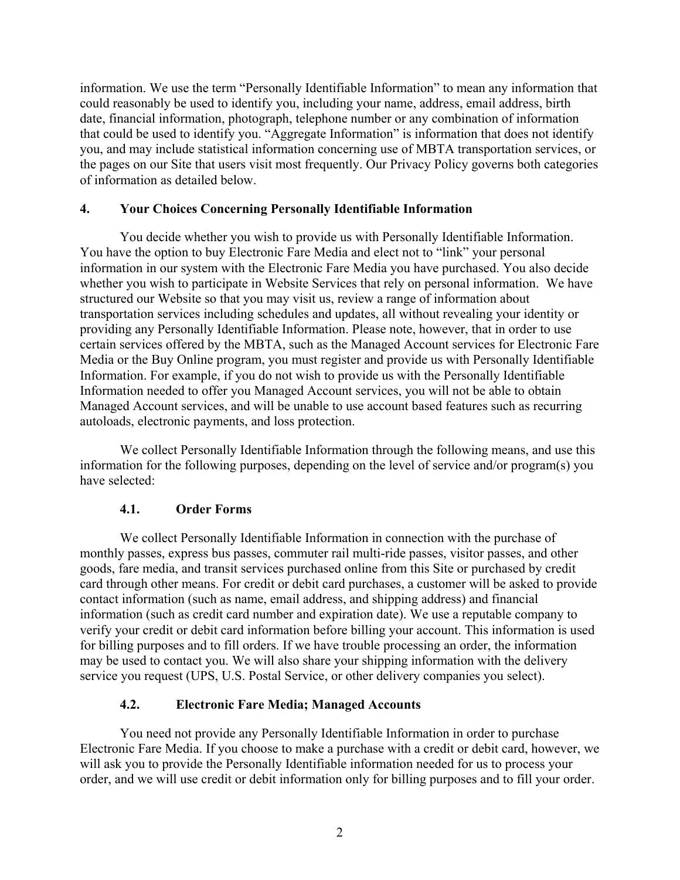information. We use the term "Personally Identifiable Information" to mean any information that could reasonably be used to identify you, including your name, address, email address, birth date, financial information, photograph, telephone number or any combination of information that could be used to identify you. "Aggregate Information" is information that does not identify you, and may include statistical information concerning use of MBTA transportation services, or the pages on our Site that users visit most frequently. Our Privacy Policy governs both categories of information as detailed below.

## 4. Your Choices Concerning Personally Identifiable Information

You decide whether you wish to provide us with Personally Identifiable Information. You have the option to buy Electronic Fare Media and elect not to "link" your personal information in our system with the Electronic Fare Media you have purchased. You also decide whether you wish to participate in Website Services that rely on personal information. We have structured our Website so that you may visit us, review a range of information about transportation services including schedules and updates, all without revealing your identity or providing any Personally Identifiable Information. Please note, however, that in order to use certain services offered by the MBTA, such as the Managed Account services for Electronic Fare Media or the Buy Online program, you must register and provide us with Personally Identifiable Information. For example, if you do not wish to provide us with the Personally Identifiable Information needed to offer you Managed Account services, you will not be able to obtain Managed Account services, and will be unable to use account based features such as recurring autoloads, electronic payments, and loss protection.

We collect Personally Identifiable Information through the following means, and use this information for the following purposes, depending on the level of service and/or program(s) you have selected:

### 4.1. Order Forms

We collect Personally Identifiable Information in connection with the purchase of monthly passes, express bus passes, commuter rail multi-ride passes, visitor passes, and other goods, fare media, and transit services purchased online from this Site or purchased by credit card through other means. For credit or debit card purchases, a customer will be asked to provide contact information (such as name, email address, and shipping address) and financial information (such as credit card number and expiration date). We use a reputable company to verify your credit or debit card information before billing your account. This information is used for billing purposes and to fill orders. If we have trouble processing an order, the information may be used to contact you. We will also share your shipping information with the delivery service you request (UPS, U.S. Postal Service, or other delivery companies you select).

### 4.2. Electronic Fare Media; Managed Accounts

You need not provide any Personally Identifiable Information in order to purchase Electronic Fare Media. If you choose to make a purchase with a credit or debit card, however, we will ask you to provide the Personally Identifiable information needed for us to process your order, and we will use credit or debit information only for billing purposes and to fill your order.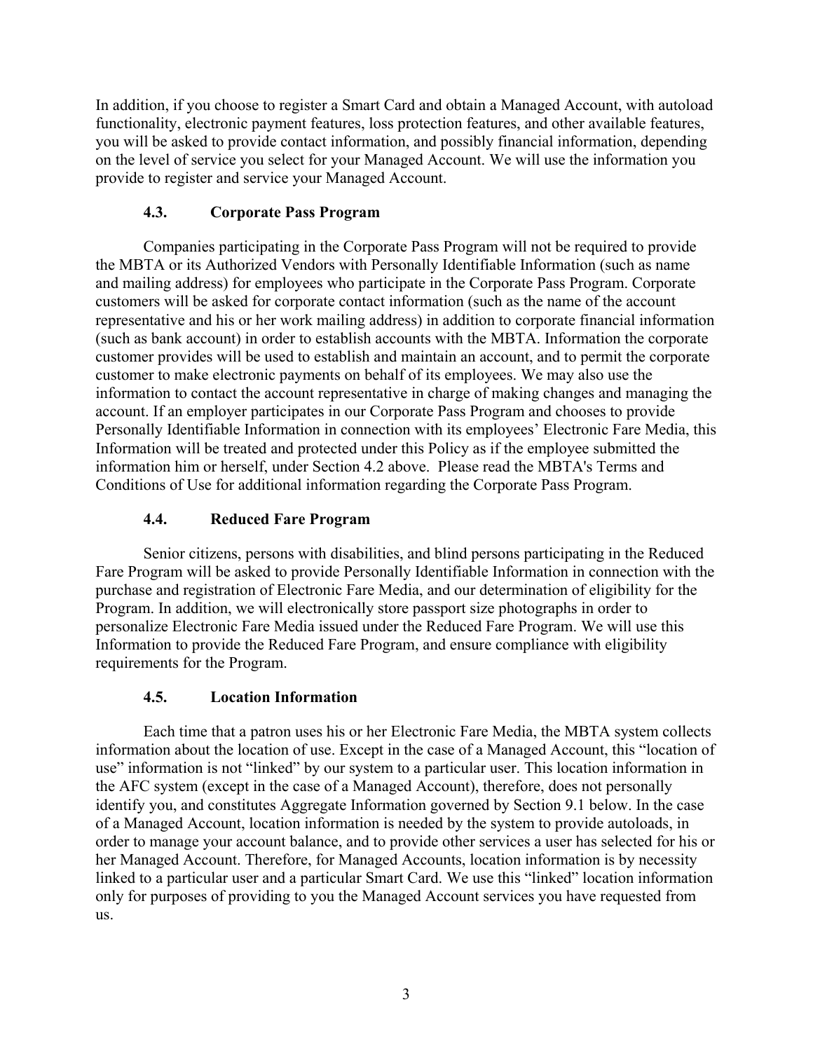In addition, if you choose to register a Smart Card and obtain a Managed Account, with autoload functionality, electronic payment features, loss protection features, and other available features, you will be asked to provide contact information, and possibly financial information, depending on the level of service you select for your Managed Account. We will use the information you provide to register and service your Managed Account.

### 4.3. Corporate Pass Program

Companies participating in the Corporate Pass Program will not be required to provide the MBTA or its Authorized Vendors with Personally Identifiable Information (such as name and mailing address) for employees who participate in the Corporate Pass Program. Corporate customers will be asked for corporate contact information (such as the name of the account representative and his or her work mailing address) in addition to corporate financial information (such as bank account) in order to establish accounts with the MBTA. Information the corporate customer provides will be used to establish and maintain an account, and to permit the corporate customer to make electronic payments on behalf of its employees. We may also use the information to contact the account representative in charge of making changes and managing the account. If an employer participates in our Corporate Pass Program and chooses to provide Personally Identifiable Information in connection with its employees' Electronic Fare Media, this Information will be treated and protected under this Policy as if the employee submitted the information him or herself, under Section 4.2 above. Please read the MBTA's Terms and Conditions of Use for additional information regarding the Corporate Pass Program.

### 4.4. Reduced Fare Program

Senior citizens, persons with disabilities, and blind persons participating in the Reduced Fare Program will be asked to provide Personally Identifiable Information in connection with the purchase and registration of Electronic Fare Media, and our determination of eligibility for the Program. In addition, we will electronically store passport size photographs in order to personalize Electronic Fare Media issued under the Reduced Fare Program. We will use this Information to provide the Reduced Fare Program, and ensure compliance with eligibility requirements for the Program.

### 4.5. Location Information

Each time that a patron uses his or her Electronic Fare Media, the MBTA system collects information about the location of use. Except in the case of a Managed Account, this "location of use" information is not "linked" by our system to a particular user. This location information in the AFC system (except in the case of a Managed Account), therefore, does not personally identify you, and constitutes Aggregate Information governed by Section 9.1 below. In the case of a Managed Account, location information is needed by the system to provide autoloads, in order to manage your account balance, and to provide other services a user has selected for his or her Managed Account. Therefore, for Managed Accounts, location information is by necessity linked to a particular user and a particular Smart Card. We use this "linked" location information only for purposes of providing to you the Managed Account services you have requested from us.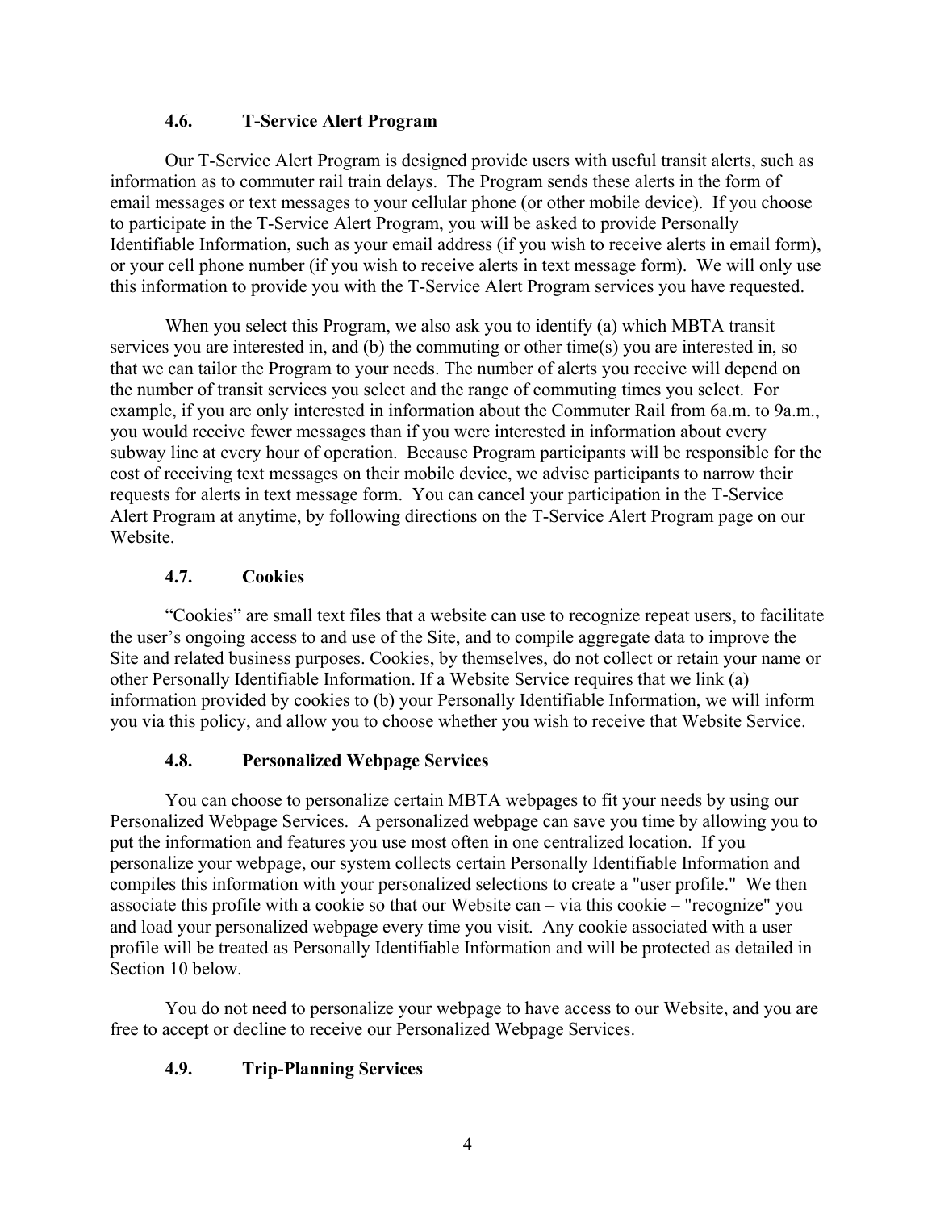### 4.6. T-Service Alert Program

Our T-Service Alert Program is designed provide users with useful transit alerts, such as information as to commuter rail train delays. The Program sends these alerts in the form of email messages or text messages to your cellular phone (or other mobile device). If you choose to participate in the T-Service Alert Program, you will be asked to provide Personally Identifiable Information, such as your email address (if you wish to receive alerts in email form), or your cell phone number (if you wish to receive alerts in text message form). We will only use this information to provide you with the T-Service Alert Program services you have requested.

When you select this Program, we also ask you to identify (a) which MBTA transit services you are interested in, and (b) the commuting or other time(s) you are interested in, so that we can tailor the Program to your needs. The number of alerts you receive will depend on the number of transit services you select and the range of commuting times you select. For example, if you are only interested in information about the Commuter Rail from 6a.m. to 9a.m., you would receive fewer messages than if you were interested in information about every subway line at every hour of operation. Because Program participants will be responsible for the cost of receiving text messages on their mobile device, we advise participants to narrow their requests for alerts in text message form. You can cancel your participation in the T-Service Alert Program at anytime, by following directions on the T-Service Alert Program page on our Website.

### 4.7. Cookies

"Cookies" are small text files that a website can use to recognize repeat users, to facilitate the user's ongoing access to and use of the Site, and to compile aggregate data to improve the Site and related business purposes. Cookies, by themselves, do not collect or retain your name or other Personally Identifiable Information. If a Website Service requires that we link (a) information provided by cookies to (b) your Personally Identifiable Information, we will inform you via this policy, and allow you to choose whether you wish to receive that Website Service.

### 4.8. Personalized Webpage Services

You can choose to personalize certain MBTA webpages to fit your needs by using our Personalized Webpage Services. A personalized webpage can save you time by allowing you to put the information and features you use most often in one centralized location. If you personalize your webpage, our system collects certain Personally Identifiable Information and compiles this information with your personalized selections to create a "user profile." We then associate this profile with a cookie so that our Website can – via this cookie – "recognize" you and load your personalized webpage every time you visit. Any cookie associated with a user profile will be treated as Personally Identifiable Information and will be protected as detailed in Section 10 below.

You do not need to personalize your webpage to have access to our Website, and you are free to accept or decline to receive our Personalized Webpage Services.

### 4.9. Trip-Planning Services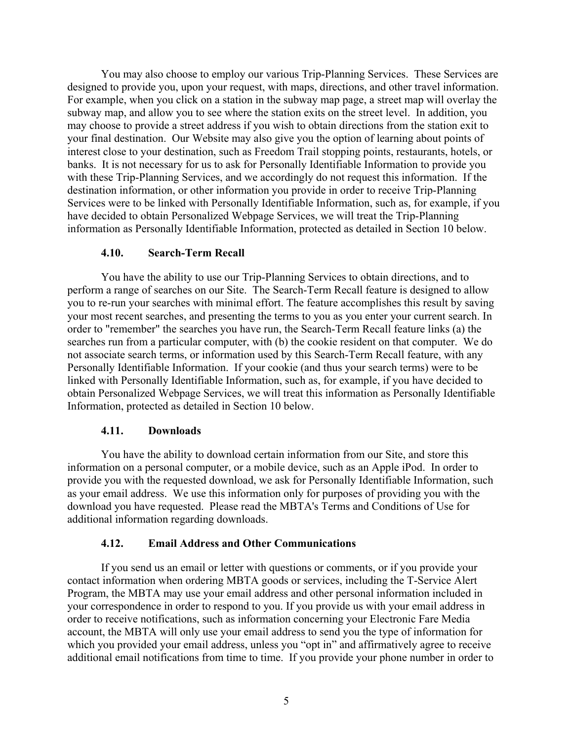You may also choose to employ our various Trip-Planning Services. These Services are designed to provide you, upon your request, with maps, directions, and other travel information. For example, when you click on a station in the subway map page, a street map will overlay the subway map, and allow you to see where the station exits on the street level. In addition, you may choose to provide a street address if you wish to obtain directions from the station exit to your final destination. Our Website may also give you the option of learning about points of interest close to your destination, such as Freedom Trail stopping points, restaurants, hotels, or banks. It is not necessary for us to ask for Personally Identifiable Information to provide you with these Trip-Planning Services, and we accordingly do not request this information. If the destination information, or other information you provide in order to receive Trip-Planning Services were to be linked with Personally Identifiable Information, such as, for example, if you have decided to obtain Personalized Webpage Services, we will treat the Trip-Planning information as Personally Identifiable Information, protected as detailed in Section 10 below.

### 4.10. Search-Term Recall

You have the ability to use our Trip-Planning Services to obtain directions, and to perform a range of searches on our Site. The Search-Term Recall feature is designed to allow you to re-run your searches with minimal effort. The feature accomplishes this result by saving your most recent searches, and presenting the terms to you as you enter your current search. In order to "remember" the searches you have run, the Search-Term Recall feature links (a) the searches run from a particular computer, with (b) the cookie resident on that computer. We do not associate search terms, or information used by this Search-Term Recall feature, with any Personally Identifiable Information. If your cookie (and thus your search terms) were to be linked with Personally Identifiable Information, such as, for example, if you have decided to obtain Personalized Webpage Services, we will treat this information as Personally Identifiable Information, protected as detailed in Section 10 below.

### 4.11. Downloads

You have the ability to download certain information from our Site, and store this information on a personal computer, or a mobile device, such as an Apple iPod. In order to provide you with the requested download, we ask for Personally Identifiable Information, such as your email address. We use this information only for purposes of providing you with the download you have requested. Please read the MBTA's Terms and Conditions of Use for additional information regarding downloads.

### 4.12. Email Address and Other Communications

If you send us an email or letter with questions or comments, or if you provide your contact information when ordering MBTA goods or services, including the T-Service Alert Program, the MBTA may use your email address and other personal information included in your correspondence in order to respond to you. If you provide us with your email address in order to receive notifications, such as information concerning your Electronic Fare Media account, the MBTA will only use your email address to send you the type of information for which you provided your email address, unless you "opt in" and affirmatively agree to receive additional email notifications from time to time. If you provide your phone number in order to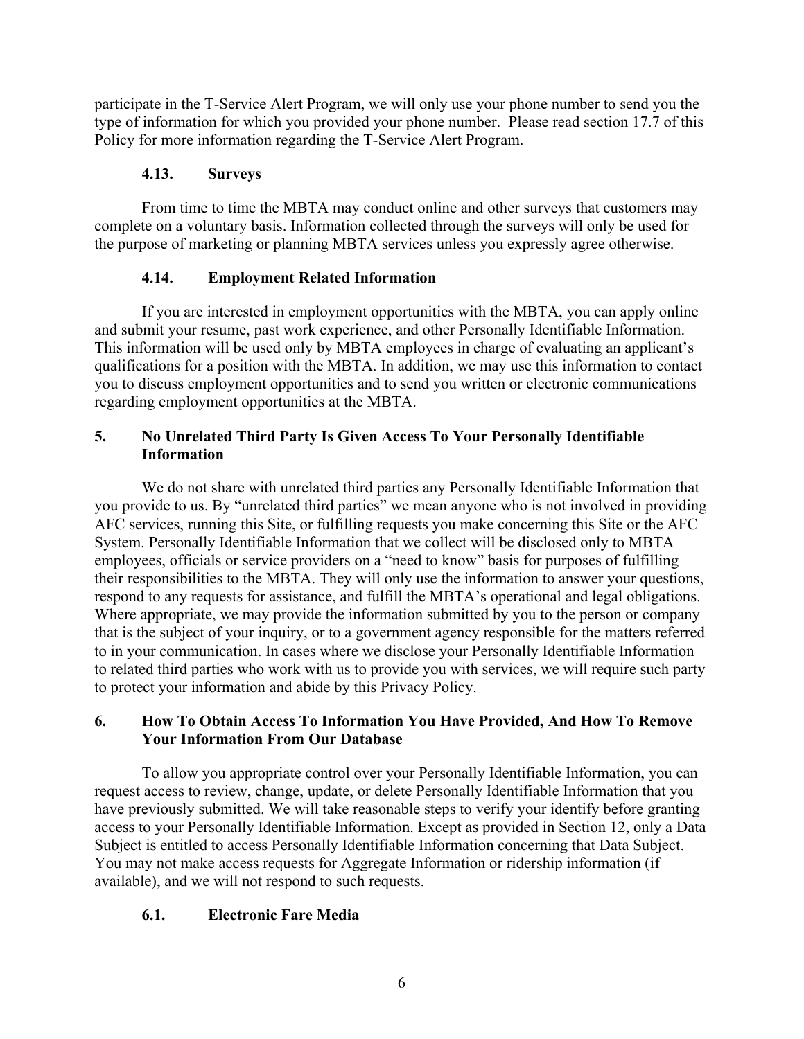participate in the T-Service Alert Program, we will only use your phone number to send you the type of information for which you provided your phone number. Please read section 17.7 of this Policy for more information regarding the T-Service Alert Program.

### 4.13. Surveys

From time to time the MBTA may conduct online and other surveys that customers may complete on a voluntary basis. Information collected through the surveys will only be used for the purpose of marketing or planning MBTA services unless you expressly agree otherwise.

### 4.14. Employment Related Information

If you are interested in employment opportunities with the MBTA, you can apply online and submit your resume, past work experience, and other Personally Identifiable Information. This information will be used only by MBTA employees in charge of evaluating an applicant's qualifications for a position with the MBTA. In addition, we may use this information to contact you to discuss employment opportunities and to send you written or electronic communications regarding employment opportunities at the MBTA.

## 5. No Unrelated Third Party Is Given Access To Your Personally Identifiable Information

We do not share with unrelated third parties any Personally Identifiable Information that you provide to us. By "unrelated third parties" we mean anyone who is not involved in providing AFC services, running this Site, or fulfilling requests you make concerning this Site or the AFC System. Personally Identifiable Information that we collect will be disclosed only to MBTA employees, officials or service providers on a "need to know" basis for purposes of fulfilling their responsibilities to the MBTA. They will only use the information to answer your questions, respond to any requests for assistance, and fulfill the MBTA's operational and legal obligations. Where appropriate, we may provide the information submitted by you to the person or company that is the subject of your inquiry, or to a government agency responsible for the matters referred to in your communication. In cases where we disclose your Personally Identifiable Information to related third parties who work with us to provide you with services, we will require such party to protect your information and abide by this Privacy Policy.

## 6. How To Obtain Access To Information You Have Provided, And How To Remove Your Information From Our Database

To allow you appropriate control over your Personally Identifiable Information, you can request access to review, change, update, or delete Personally Identifiable Information that you have previously submitted. We will take reasonable steps to verify your identify before granting access to your Personally Identifiable Information. Except as provided in Section 12, only a Data Subject is entitled to access Personally Identifiable Information concerning that Data Subject. You may not make access requests for Aggregate Information or ridership information (if available), and we will not respond to such requests.

### 6.1. Electronic Fare Media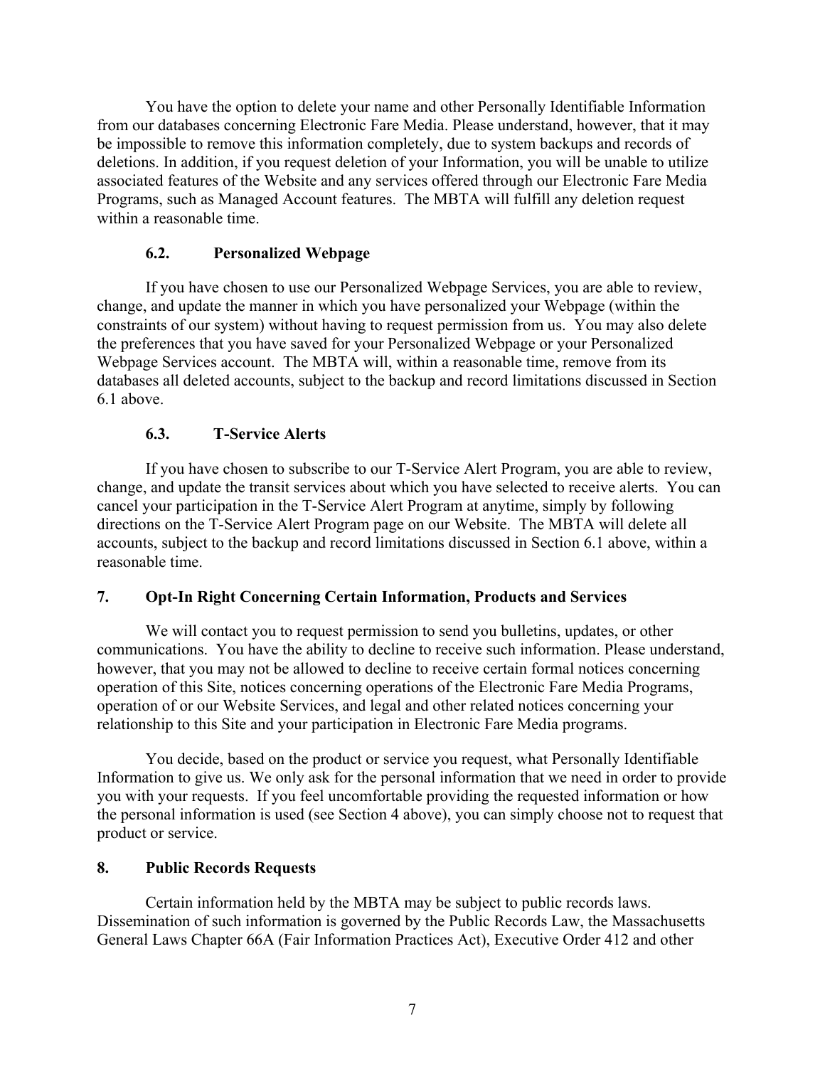You have the option to delete your name and other Personally Identifiable Information from our databases concerning Electronic Fare Media. Please understand, however, that it may be impossible to remove this information completely, due to system backups and records of deletions. In addition, if you request deletion of your Information, you will be unable to utilize associated features of the Website and any services offered through our Electronic Fare Media Programs, such as Managed Account features. The MBTA will fulfill any deletion request within a reasonable time.

### 6.2. Personalized Webpage

If you have chosen to use our Personalized Webpage Services, you are able to review, change, and update the manner in which you have personalized your Webpage (within the constraints of our system) without having to request permission from us. You may also delete the preferences that you have saved for your Personalized Webpage or your Personalized Webpage Services account. The MBTA will, within a reasonable time, remove from its databases all deleted accounts, subject to the backup and record limitations discussed in Section 6.1 above.

### 6.3. T-Service Alerts

If you have chosen to subscribe to our T-Service Alert Program, you are able to review, change, and update the transit services about which you have selected to receive alerts. You can cancel your participation in the T-Service Alert Program at anytime, simply by following directions on the T-Service Alert Program page on our Website. The MBTA will delete all accounts, subject to the backup and record limitations discussed in Section 6.1 above, within a reasonable time.

## 7. Opt-In Right Concerning Certain Information, Products and Services

We will contact you to request permission to send you bulletins, updates, or other communications. You have the ability to decline to receive such information. Please understand, however, that you may not be allowed to decline to receive certain formal notices concerning operation of this Site, notices concerning operations of the Electronic Fare Media Programs, operation of or our Website Services, and legal and other related notices concerning your relationship to this Site and your participation in Electronic Fare Media programs.

You decide, based on the product or service you request, what Personally Identifiable Information to give us. We only ask for the personal information that we need in order to provide you with your requests. If you feel uncomfortable providing the requested information or how the personal information is used (see Section 4 above), you can simply choose not to request that product or service.

## 8. Public Records Requests

Certain information held by the MBTA may be subject to public records laws. Dissemination of such information is governed by the Public Records Law, the Massachusetts General Laws Chapter 66A (Fair Information Practices Act), Executive Order 412 and other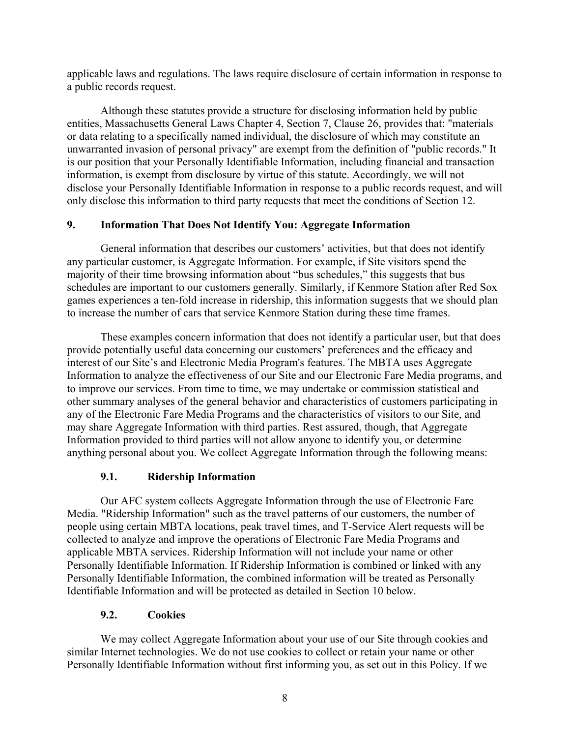applicable laws and regulations. The laws require disclosure of certain information in response to a public records request.

Although these statutes provide a structure for disclosing information held by public entities, Massachusetts General Laws Chapter 4, Section 7, Clause 26, provides that: "materials or data relating to a specifically named individual, the disclosure of which may constitute an unwarranted invasion of personal privacy" are exempt from the definition of "public records." It is our position that your Personally Identifiable Information, including financial and transaction information, is exempt from disclosure by virtue of this statute. Accordingly, we will not disclose your Personally Identifiable Information in response to a public records request, and will only disclose this information to third party requests that meet the conditions of Section 12.

## 9. Information That Does Not Identify You: Aggregate Information

General information that describes our customers' activities, but that does not identify any particular customer, is Aggregate Information. For example, if Site visitors spend the majority of their time browsing information about "bus schedules," this suggests that bus schedules are important to our customers generally. Similarly, if Kenmore Station after Red Sox games experiences a ten-fold increase in ridership, this information suggests that we should plan to increase the number of cars that service Kenmore Station during these time frames.

These examples concern information that does not identify a particular user, but that does provide potentially useful data concerning our customers' preferences and the efficacy and interest of our Site's and Electronic Media Program's features. The MBTA uses Aggregate Information to analyze the effectiveness of our Site and our Electronic Fare Media programs, and to improve our services. From time to time, we may undertake or commission statistical and other summary analyses of the general behavior and characteristics of customers participating in any of the Electronic Fare Media Programs and the characteristics of visitors to our Site, and may share Aggregate Information with third parties. Rest assured, though, that Aggregate Information provided to third parties will not allow anyone to identify you, or determine anything personal about you. We collect Aggregate Information through the following means:

### 9.1. Ridership Information

Our AFC system collects Aggregate Information through the use of Electronic Fare Media. "Ridership Information" such as the travel patterns of our customers, the number of people using certain MBTA locations, peak travel times, and T-Service Alert requests will be collected to analyze and improve the operations of Electronic Fare Media Programs and applicable MBTA services. Ridership Information will not include your name or other Personally Identifiable Information. If Ridership Information is combined or linked with any Personally Identifiable Information, the combined information will be treated as Personally Identifiable Information and will be protected as detailed in Section 10 below.

### 9.2. Cookies

We may collect Aggregate Information about your use of our Site through cookies and similar Internet technologies. We do not use cookies to collect or retain your name or other Personally Identifiable Information without first informing you, as set out in this Policy. If we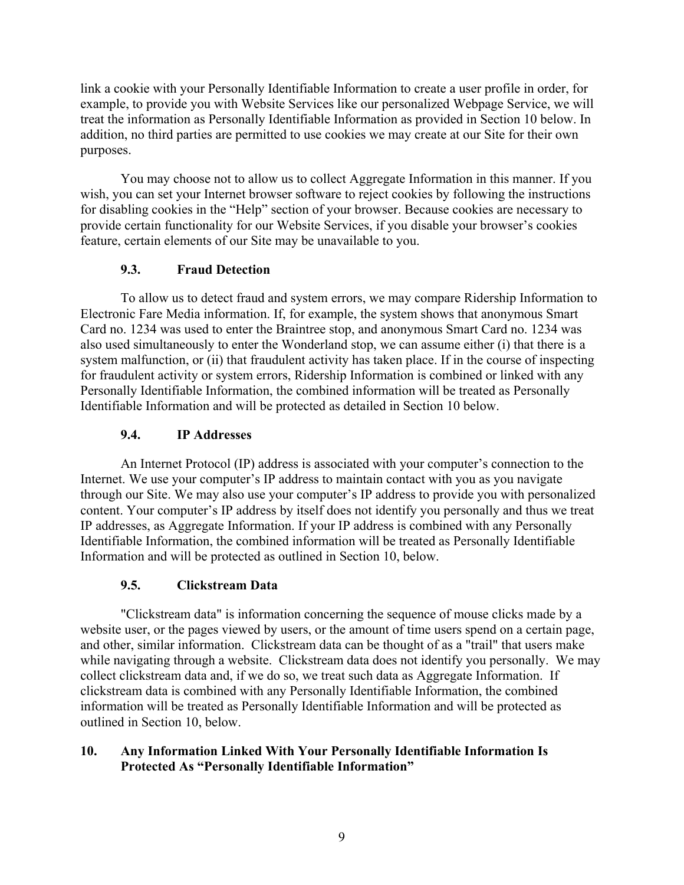link a cookie with your Personally Identifiable Information to create a user profile in order, for example, to provide you with Website Services like our personalized Webpage Service, we will treat the information as Personally Identifiable Information as provided in Section 10 below. In addition, no third parties are permitted to use cookies we may create at our Site for their own purposes.

You may choose not to allow us to collect Aggregate Information in this manner. If you wish, you can set your Internet browser software to reject cookies by following the instructions for disabling cookies in the "Help" section of your browser. Because cookies are necessary to provide certain functionality for our Website Services, if you disable your browser's cookies feature, certain elements of our Site may be unavailable to you.

### 9.3. Fraud Detection

To allow us to detect fraud and system errors, we may compare Ridership Information to Electronic Fare Media information. If, for example, the system shows that anonymous Smart Card no. 1234 was used to enter the Braintree stop, and anonymous Smart Card no. 1234 was also used simultaneously to enter the Wonderland stop, we can assume either (i) that there is a system malfunction, or (ii) that fraudulent activity has taken place. If in the course of inspecting for fraudulent activity or system errors, Ridership Information is combined or linked with any Personally Identifiable Information, the combined information will be treated as Personally Identifiable Information and will be protected as detailed in Section 10 below.

### 9.4. IP Addresses

An Internet Protocol (IP) address is associated with your computer's connection to the Internet. We use your computer's IP address to maintain contact with you as you navigate through our Site. We may also use your computer's IP address to provide you with personalized content. Your computer's IP address by itself does not identify you personally and thus we treat IP addresses, as Aggregate Information. If your IP address is combined with any Personally Identifiable Information, the combined information will be treated as Personally Identifiable Information and will be protected as outlined in Section 10, below.

### 9.5. Clickstream Data

"Clickstream data" is information concerning the sequence of mouse clicks made by a website user, or the pages viewed by users, or the amount of time users spend on a certain page, and other, similar information. Clickstream data can be thought of as a "trail" that users make while navigating through a website. Clickstream data does not identify you personally. We may collect clickstream data and, if we do so, we treat such data as Aggregate Information. If clickstream data is combined with any Personally Identifiable Information, the combined information will be treated as Personally Identifiable Information and will be protected as outlined in Section 10, below.

## 10. Any Information Linked With Your Personally Identifiable Information Is Protected As "Personally Identifiable Information"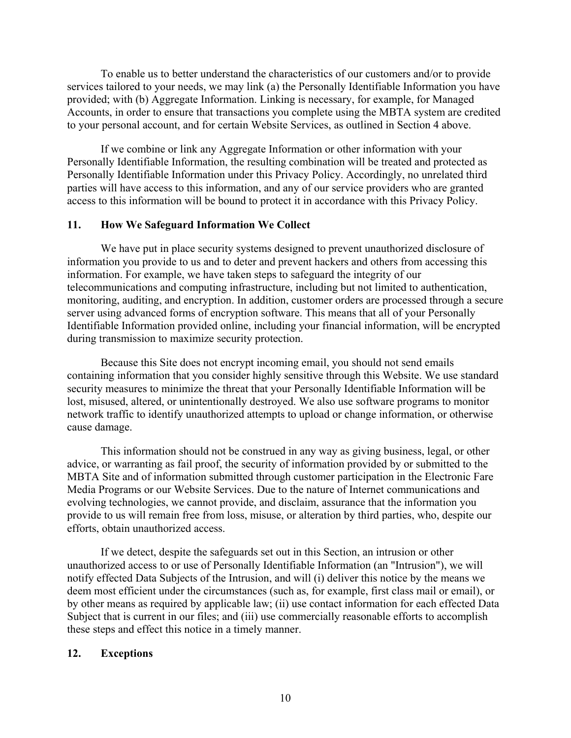To enable us to better understand the characteristics of our customers and/or to provide services tailored to your needs, we may link (a) the Personally Identifiable Information you have provided; with (b) Aggregate Information. Linking is necessary, for example, for Managed Accounts, in order to ensure that transactions you complete using the MBTA system are credited to your personal account, and for certain Website Services, as outlined in Section 4 above.

If we combine or link any Aggregate Information or other information with your Personally Identifiable Information, the resulting combination will be treated and protected as Personally Identifiable Information under this Privacy Policy. Accordingly, no unrelated third parties will have access to this information, and any of our service providers who are granted access to this information will be bound to protect it in accordance with this Privacy Policy.

## 11. How We Safeguard Information We Collect

We have put in place security systems designed to prevent unauthorized disclosure of information you provide to us and to deter and prevent hackers and others from accessing this information. For example, we have taken steps to safeguard the integrity of our telecommunications and computing infrastructure, including but not limited to authentication, monitoring, auditing, and encryption. In addition, customer orders are processed through a secure server using advanced forms of encryption software. This means that all of your Personally Identifiable Information provided online, including your financial information, will be encrypted during transmission to maximize security protection.

Because this Site does not encrypt incoming email, you should not send emails containing information that you consider highly sensitive through this Website. We use standard security measures to minimize the threat that your Personally Identifiable Information will be lost, misused, altered, or unintentionally destroyed. We also use software programs to monitor network traffic to identify unauthorized attempts to upload or change information, or otherwise cause damage.

This information should not be construed in any way as giving business, legal, or other advice, or warranting as fail proof, the security of information provided by or submitted to the MBTA Site and of information submitted through customer participation in the Electronic Fare Media Programs or our Website Services. Due to the nature of Internet communications and evolving technologies, we cannot provide, and disclaim, assurance that the information you provide to us will remain free from loss, misuse, or alteration by third parties, who, despite our efforts, obtain unauthorized access.

If we detect, despite the safeguards set out in this Section, an intrusion or other unauthorized access to or use of Personally Identifiable Information (an "Intrusion"), we will notify effected Data Subjects of the Intrusion, and will (i) deliver this notice by the means we deem most efficient under the circumstances (such as, for example, first class mail or email), or by other means as required by applicable law; (ii) use contact information for each effected Data Subject that is current in our files; and (iii) use commercially reasonable efforts to accomplish these steps and effect this notice in a timely manner.

## 12. Exceptions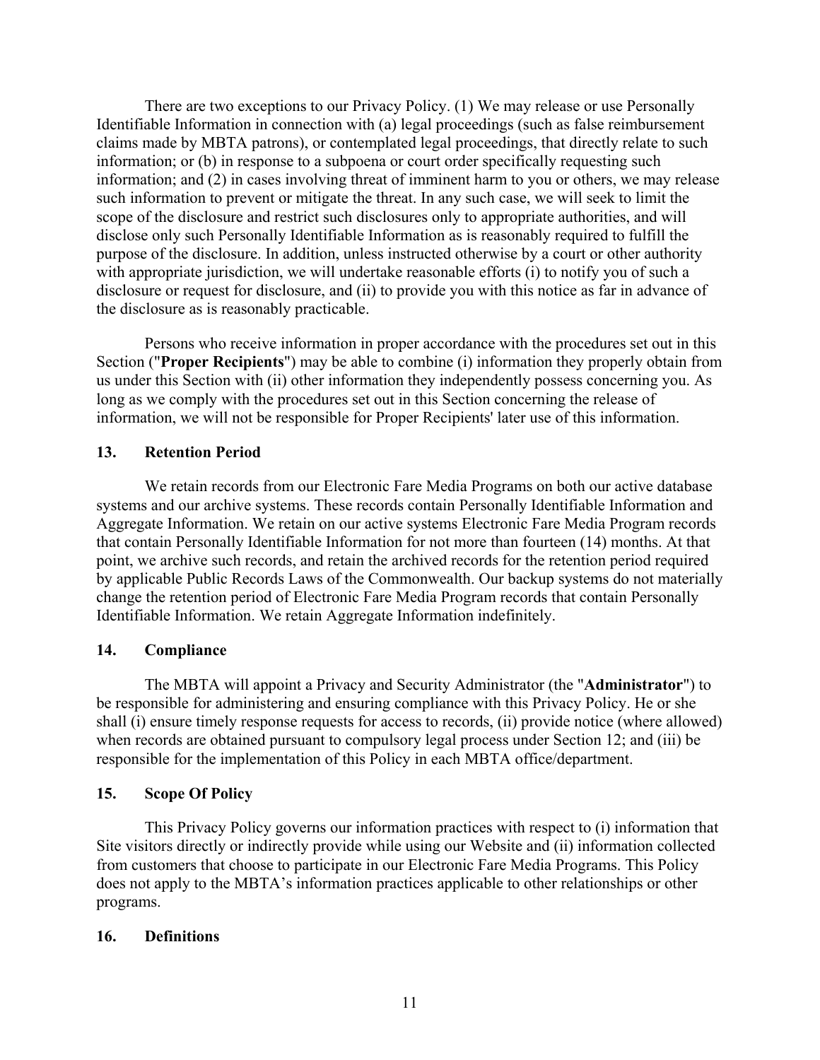There are two exceptions to our Privacy Policy. (1) We may release or use Personally Identifiable Information in connection with (a) legal proceedings (such as false reimbursement claims made by MBTA patrons), or contemplated legal proceedings, that directly relate to such information; or (b) in response to a subpoena or court order specifically requesting such information; and (2) in cases involving threat of imminent harm to you or others, we may release such information to prevent or mitigate the threat. In any such case, we will seek to limit the scope of the disclosure and restrict such disclosures only to appropriate authorities, and will disclose only such Personally Identifiable Information as is reasonably required to fulfill the purpose of the disclosure. In addition, unless instructed otherwise by a court or other authority with appropriate jurisdiction, we will undertake reasonable efforts (i) to notify you of such a disclosure or request for disclosure, and (ii) to provide you with this notice as far in advance of the disclosure as is reasonably practicable.

Persons who receive information in proper accordance with the procedures set out in this Section ("**Proper Recipients**") may be able to combine (i) information they properly obtain from us under this Section with (ii) other information they independently possess concerning you. As long as we comply with the procedures set out in this Section concerning the release of information, we will not be responsible for Proper Recipients' later use of this information.

## 13. Retention Period

We retain records from our Electronic Fare Media Programs on both our active database systems and our archive systems. These records contain Personally Identifiable Information and Aggregate Information. We retain on our active systems Electronic Fare Media Program records that contain Personally Identifiable Information for not more than fourteen (14) months. At that point, we archive such records, and retain the archived records for the retention period required by applicable Public Records Laws of the Commonwealth. Our backup systems do not materially change the retention period of Electronic Fare Media Program records that contain Personally Identifiable Information. We retain Aggregate Information indefinitely.

## 14. Compliance

The MBTA will appoint a Privacy and Security Administrator (the "**Administrator**") to be responsible for administering and ensuring compliance with this Privacy Policy. He or she shall (i) ensure timely response requests for access to records, (ii) provide notice (where allowed) when records are obtained pursuant to compulsory legal process under Section 12; and (iii) be responsible for the implementation of this Policy in each MBTA office/department.

## 15. Scope Of Policy

This Privacy Policy governs our information practices with respect to (i) information that Site visitors directly or indirectly provide while using our Website and (ii) information collected from customers that choose to participate in our Electronic Fare Media Programs. This Policy does not apply to the MBTA's information practices applicable to other relationships or other programs.

## 16. Definitions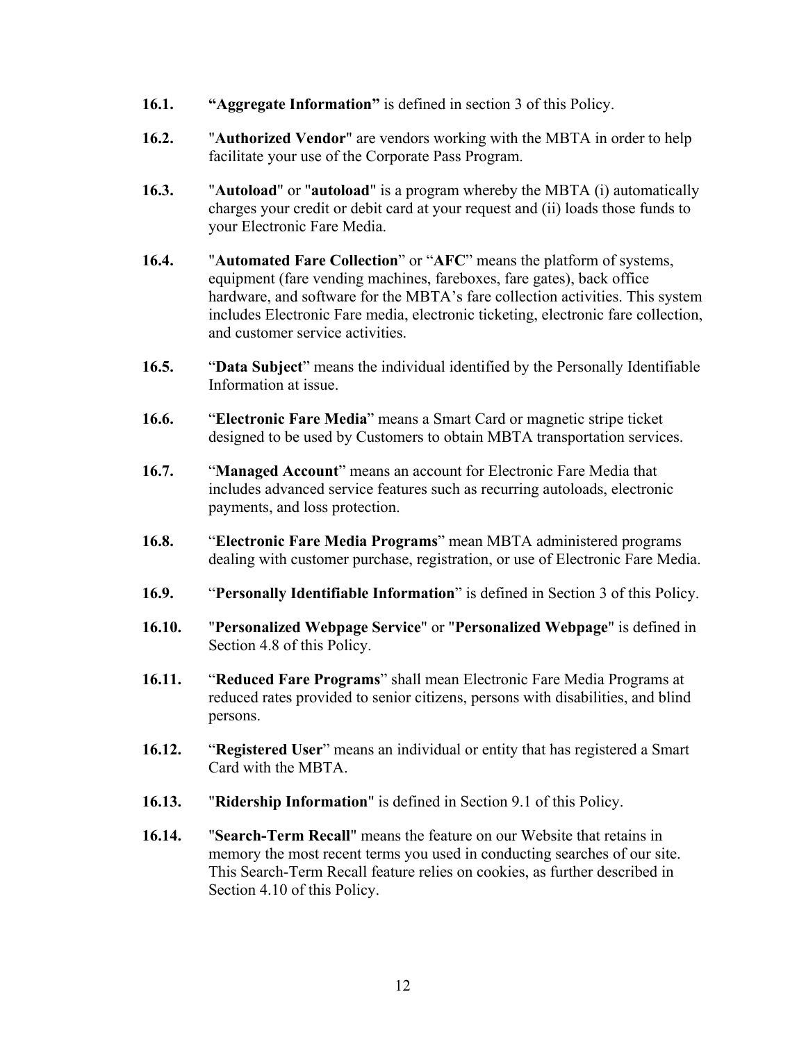**16.1.** **"Aggregate Information"** is defined in section 3 of this Policy.

**16.2.** "**Authorized Vendor**" are vendors working with the MBTA in order to help facilitate your use of the Corporate Pass Program.

**16.3.** "**Autoload**" or "**autoload**" is a program whereby the MBTA (i) automatically charges your credit or debit card at your request and (ii) loads those funds to your Electronic Fare Media.

**16.4.** "**Automated Fare Collection**" or "**AFC**" means the platform of systems, equipment (fare vending machines, fareboxes, fare gates), back office hardware, and software for the MBTA's fare collection activities. This system includes Electronic Fare media, electronic ticketing, electronic fare collection, and customer service activities.

**16.5.** "**Data Subject**" means the individual identified by the Personally Identifiable Information at issue.

**16.6.** "**Electronic Fare Media**" means a Smart Card or magnetic stripe ticket designed to be used by Customers to obtain MBTA transportation services.

**16.7.** "**Managed Account**" means an account for Electronic Fare Media that includes advanced service features such as recurring autoloads, electronic payments, and loss protection.

**16.8.** "**Electronic Fare Media Programs**" mean MBTA administered programs dealing with customer purchase, registration, or use of Electronic Fare Media.

**16.9.** "**Personally Identifiable Information**" is defined in Section 3 of this Policy.

**16.10.** "**Personalized Webpage Service**" or "**Personalized Webpage**" is defined in Section 4.8 of this Policy.

**16.11.** "**Reduced Fare Programs**" shall mean Electronic Fare Media Programs at reduced rates provided to senior citizens, persons with disabilities, and blind persons.

**16.12.** "**Registered User**" means an individual or entity that has registered a Smart Card with the MBTA.

**16.13.** "**Ridership Information**" is defined in Section 9.1 of this Policy.

**16.14.** "**Search-Term Recall**" means the feature on our Website that retains in memory the most recent terms you used in conducting searches of our site. This Search-Term Recall feature relies on cookies, as further described in Section 4.10 of this Policy.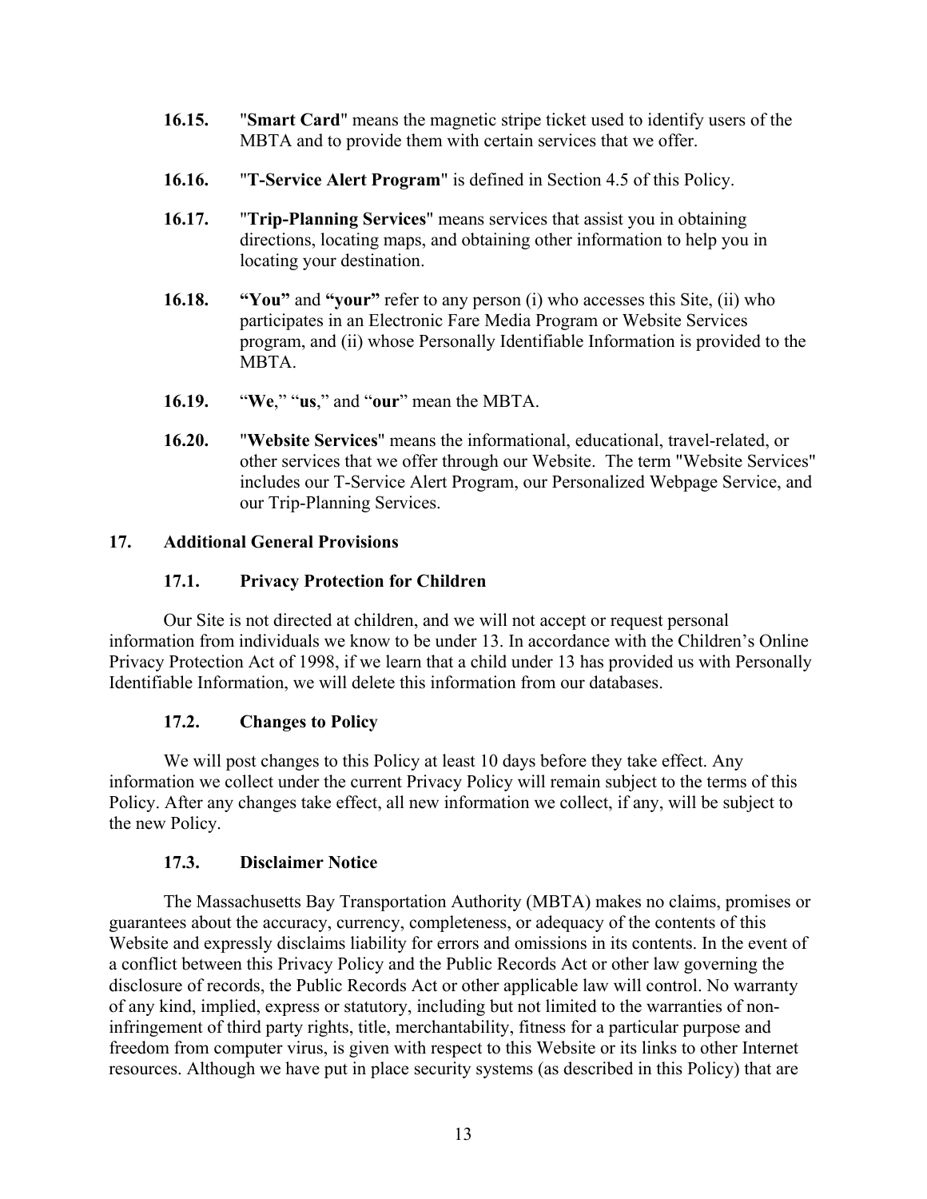**16.15.** "**Smart Card**" means the magnetic stripe ticket used to identify users of the MBTA and to provide them with certain services that we offer.

**16.16.** "**T-Service Alert Program**" is defined in Section 4.5 of this Policy.

**16.17.** "**Trip-Planning Services**" means services that assist you in obtaining directions, locating maps, and obtaining other information to help you in locating your destination.

**16.18.** **"You"** and **"your"** refer to any person (i) who accesses this Site, (ii) who participates in an Electronic Fare Media Program or Website Services program, and (ii) whose Personally Identifiable Information is provided to the MBTA.

**16.19.** "**We**," "**us**," and "**our**" mean the MBTA.

**16.20.** "**Website Services**" means the informational, educational, travel-related, or other services that we offer through our Website. The term "Website Services" includes our T-Service Alert Program, our Personalized Webpage Service, and our Trip-Planning Services.

## 17. Additional General Provisions

### 17.1. Privacy Protection for Children

Our Site is not directed at children, and we will not accept or request personal information from individuals we know to be under 13. In accordance with the Children's Online Privacy Protection Act of 1998, if we learn that a child under 13 has provided us with Personally Identifiable Information, we will delete this information from our databases.

### 17.2. Changes to Policy

We will post changes to this Policy at least 10 days before they take effect. Any information we collect under the current Privacy Policy will remain subject to the terms of this Policy. After any changes take effect, all new information we collect, if any, will be subject to the new Policy.

### 17.3. Disclaimer Notice

The Massachusetts Bay Transportation Authority (MBTA) makes no claims, promises or guarantees about the accuracy, currency, completeness, or adequacy of the contents of this Website and expressly disclaims liability for errors and omissions in its contents. In the event of a conflict between this Privacy Policy and the Public Records Act or other law governing the disclosure of records, the Public Records Act or other applicable law will control. No warranty of any kind, implied, express or statutory, including but not limited to the warranties of non-infringement of third party rights, title, merchantability, fitness for a particular purpose and freedom from computer virus, is given with respect to this Website or its links to other Internet resources. Although we have put in place security systems (as described in this Policy) that are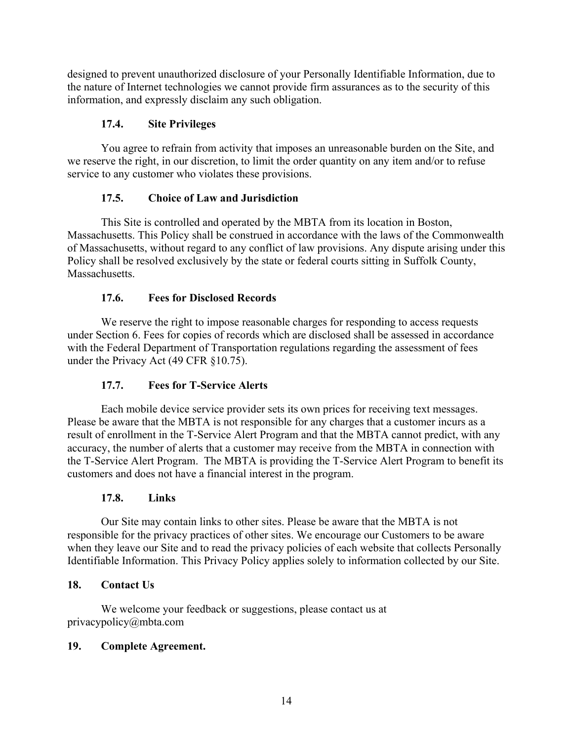designed to prevent unauthorized disclosure of your Personally Identifiable Information, due to the nature of Internet technologies we cannot provide firm assurances as to the security of this information, and expressly disclaim any such obligation.

### 17.4. Site Privileges

You agree to refrain from activity that imposes an unreasonable burden on the Site, and we reserve the right, in our discretion, to limit the order quantity on any item and/or to refuse service to any customer who violates these provisions.

### 17.5. Choice of Law and Jurisdiction

This Site is controlled and operated by the MBTA from its location in Boston, Massachusetts. This Policy shall be construed in accordance with the laws of the Commonwealth of Massachusetts, without regard to any conflict of law provisions. Any dispute arising under this Policy shall be resolved exclusively by the state or federal courts sitting in Suffolk County, Massachusetts.

### 17.6. Fees for Disclosed Records

We reserve the right to impose reasonable charges for responding to access requests under Section 6. Fees for copies of records which are disclosed shall be assessed in accordance with the Federal Department of Transportation regulations regarding the assessment of fees under the Privacy Act (49 CFR §10.75).

### 17.7. Fees for T-Service Alerts

Each mobile device service provider sets its own prices for receiving text messages. Please be aware that the MBTA is not responsible for any charges that a customer incurs as a result of enrollment in the T-Service Alert Program and that the MBTA cannot predict, with any accuracy, the number of alerts that a customer may receive from the MBTA in connection with the T-Service Alert Program. The MBTA is providing the T-Service Alert Program to benefit its customers and does not have a financial interest in the program.

### 17.8. Links

Our Site may contain links to other sites. Please be aware that the MBTA is not responsible for the privacy practices of other sites. We encourage our Customers to be aware when they leave our Site and to read the privacy policies of each website that collects Personally Identifiable Information. This Privacy Policy applies solely to information collected by our Site.

## 18. Contact Us

We welcome your feedback or suggestions, please contact us at privacypolicy@mbta.com

## 19. Complete Agreement.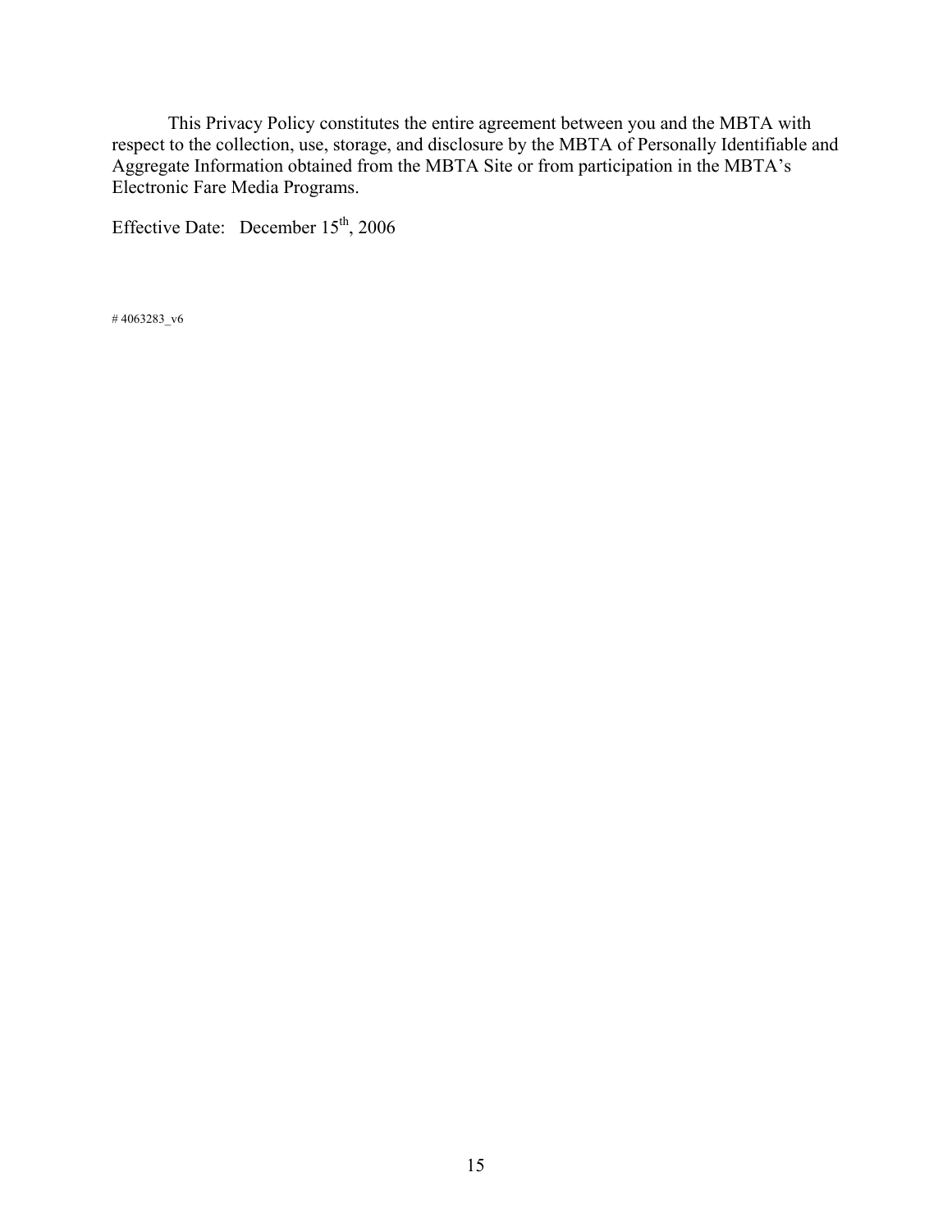This Privacy Policy constitutes the entire agreement between you and the MBTA with respect to the collection, use, storage, and disclosure by the MBTA of Personally Identifiable and Aggregate Information obtained from the MBTA Site or from participation in the MBTA's Electronic Fare Media Programs.

Effective Date: December 15th, 2006

# 4063283_v6